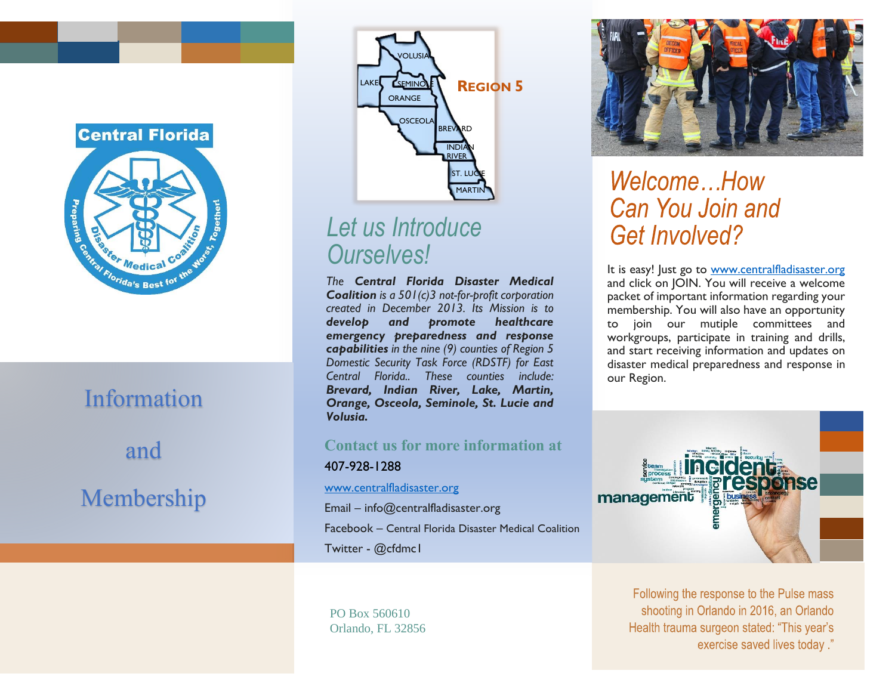# Information and Membership

## Let us Introduce Ourselves!

*The **Central Florida Disaster Medical Coalition** is a 501(c)3 not-for-profit corporation created in December 2013. Its Mission is to **develop and promote healthcare emergency preparedness and response capabilities** in the nine (9) counties of Region 5 Domestic Security Task Force (RDSTF) for East Central Florida.. These counties include: **Brevard, Indian River, Lake, Martin, Orange, Osceola, Seminole, St. Lucie and Volusia.***

### Contact us for more information at

407-928-1288

www.centralfladisaster.org

Email – info@centralfladisaster.org

Facebook – Central Florida Disaster Medical Coalition

Twitter - @cfdmc1

PO Box 560610
Orlando, FL 32856

## Welcome…How Can You Join and Get Involved?

It is easy! Just go to www.centralfladisaster.org and click on JOIN. You will receive a welcome packet of important information regarding your membership. You will also have an opportunity to join our mutiple committees and workgroups, participate in training and drills, and start receiving information and updates on disaster medical preparedness and response in our Region.

Following the response to the Pulse mass shooting in Orlando in 2016, an Orlando Health trauma surgeon stated: "This year's exercise saved lives today ."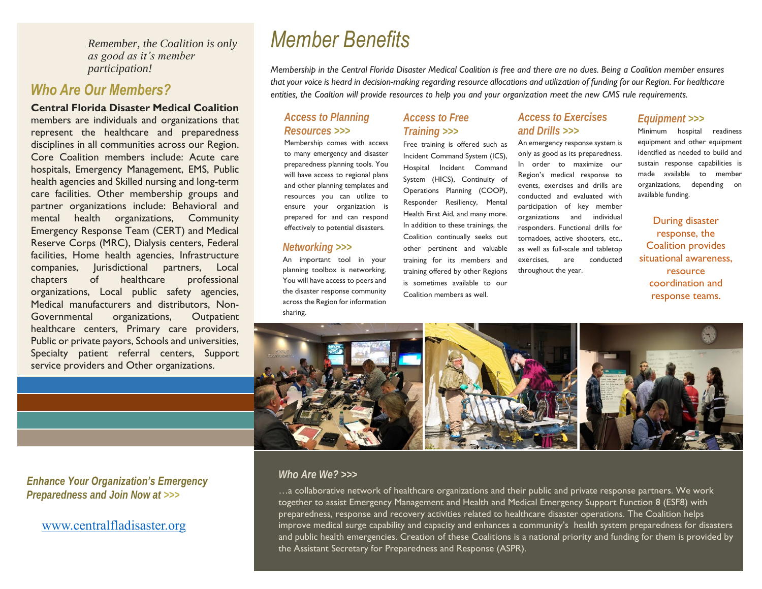*Remember, the Coalition is only as good as it's member participation!*

## *Who Are Our Members?*

**Central Florida Disaster Medical Coalition** members are individuals and organizations that represent the healthcare and preparedness disciplines in all communities across our Region. Core Coalition members include: Acute care hospitals, Emergency Management, EMS, Public health agencies and Skilled nursing and long-term care facilities. Other membership groups and partner organizations include: Behavioral and mental health organizations, Community Emergency Response Team (CERT) and Medical Reserve Corps (MRC), Dialysis centers, Federal facilities, Home health agencies, Infrastructure companies, Jurisdictional partners, Local chapters of healthcare professional organizations, Local public safety agencies, Medical manufacturers and distributors, Non-Governmental organizations, Outpatient healthcare centers, Primary care providers, Public or private payors, Schools and universities, Specialty patient referral centers, Support service providers and Other organizations.

***Enhance Your Organization's Emergency Preparedness and Join Now at >>>***

www.centralfladisaster.org

# *Member Benefits*

*Membership in the Central Florida Disaster Medical Coalition is free and there are no dues. Being a Coalition member ensures that your voice is heard in decision-making regarding resource allocations and utilization of funding for our Region. For healthcare entities, the Coaltion will provide resources to help you and your organization meet the new CMS rule requirements.*

### *Access to Planning Resources >>>*

Membership comes with access to many emergency and disaster preparedness planning tools. You will have access to regional plans and other planning templates and resources you can utilize to ensure your organization is prepared for and can respond effectively to potential disasters.

### *Networking >>>*

An important tool in your planning toolbox is networking. You will have access to peers and the disaster response community across the Region for information sharing.

### *Access to Free Training >>>*

Free training is offered such as Incident Command System (ICS), Hospital Incident Command System (HICS), Continuity of Operations Planning (COOP), Responder Resiliency, Mental Health First Aid, and many more. In addition to these trainings, the Coalition continually seeks out other pertinent and valuable training for its members and training offered by other Regions is sometimes available to our Coalition members as well.

### *Access to Exercises and Drills >>>*

An emergency response system is only as good as its preparedness. In order to maximize our Region's medical response to events, exercises and drills are conducted and evaluated with participation of key member organizations and individual responders. Functional drills for tornadoes, active shooters, etc., as well as full-scale and tabletop exercises, are conducted throughout the year.

### *Equipment >>>*

Minimum hospital readiness equipment and other equipment identified as needed to build and sustain response capabilities is made available to member organizations, depending on available funding.

During disaster response, the Coalition provides situational awareness, resource coordination and response teams.

### *Who Are We? >>>*

…a collaborative network of healthcare organizations and their public and private response partners. We work together to assist Emergency Management and Health and Medical Emergency Support Function 8 (ESF8) with preparedness, response and recovery activities related to healthcare disaster operations. The Coalition helps improve medical surge capability and capacity and enhances a community's health system preparedness for disasters and public health emergencies. Creation of these Coalitions is a national priority and funding for them is provided by the Assistant Secretary for Preparedness and Response (ASPR).